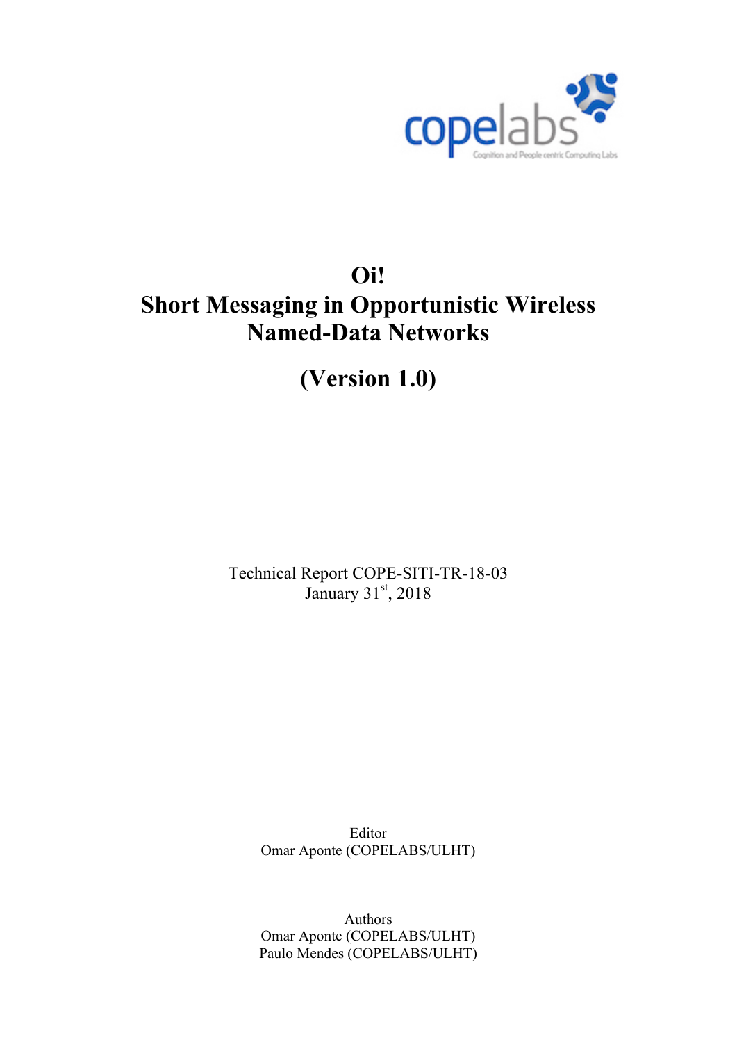# Oi!
# Short Messaging in Opportunistic Wireless Named-Data Networks

## (Version 1.0)

Technical Report COPE-SITI-TR-18-03
January 31st, 2018

Editor
Omar Aponte (COPELABS/ULHT)

Authors
Omar Aponte (COPELABS/ULHT)
Paulo Mendes (COPELABS/ULHT)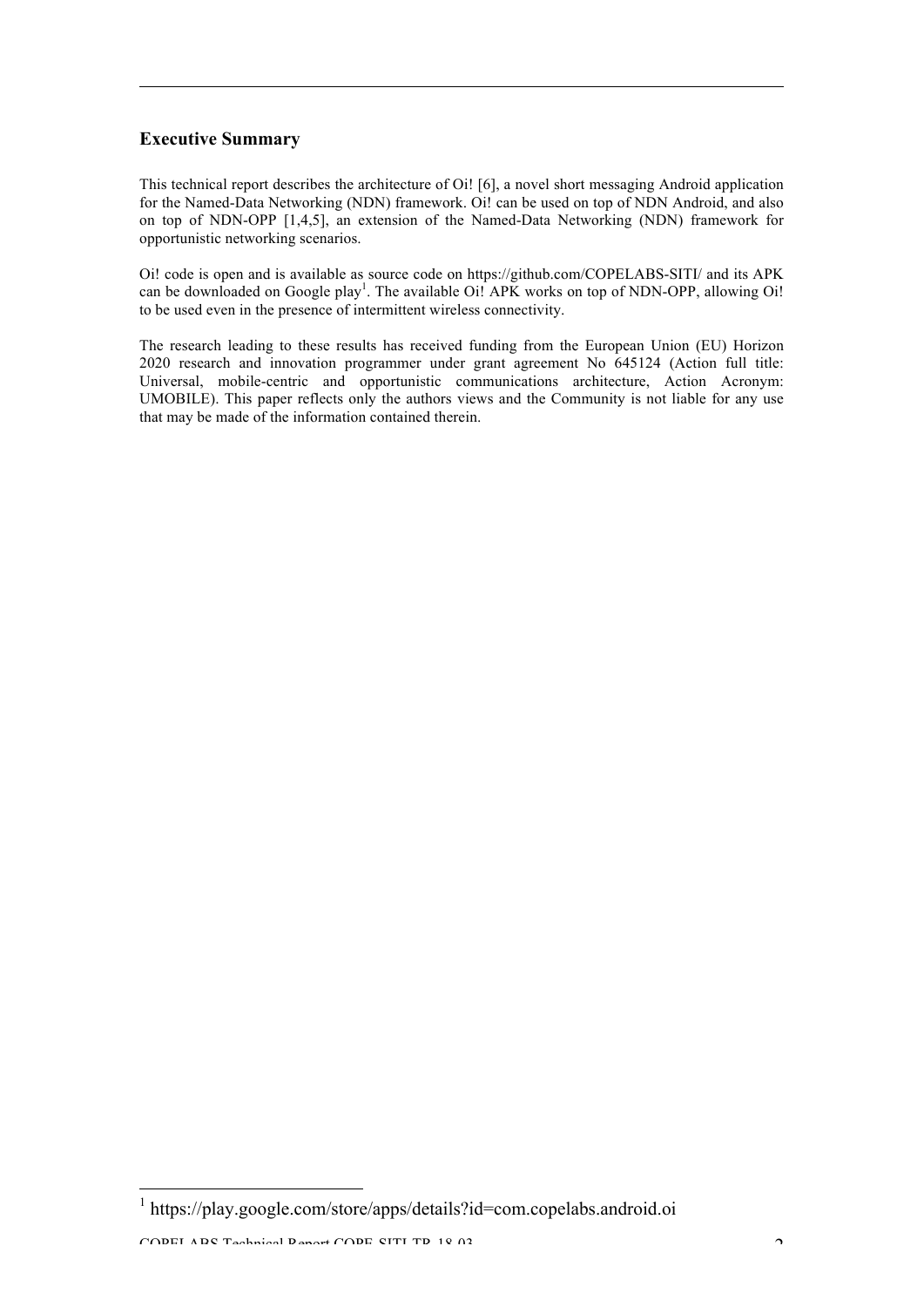## Executive Summary

This technical report describes the architecture of Oi! [6], a novel short messaging Android application for the Named-Data Networking (NDN) framework. Oi! can be used on top of NDN Android, and also on top of NDN-OPP [1,4,5], an extension of the Named-Data Networking (NDN) framework for opportunistic networking scenarios.

Oi! code is open and is available as source code on https://github.com/COPELABS-SITI/ and its APK can be downloaded on Google play[1]. The available Oi! APK works on top of NDN-OPP, allowing Oi! to be used even in the presence of intermittent wireless connectivity.

The research leading to these results has received funding from the European Union (EU) Horizon 2020 research and innovation programmer under grant agreement No 645124 (Action full title: Universal, mobile-centric and opportunistic communications architecture, Action Acronym: UMOBILE). This paper reflects only the authors views and the Community is not liable for any use that may be made of the information contained therein.

---

[1] https://play.google.com/store/apps/details?id=com.copelabs.android.oi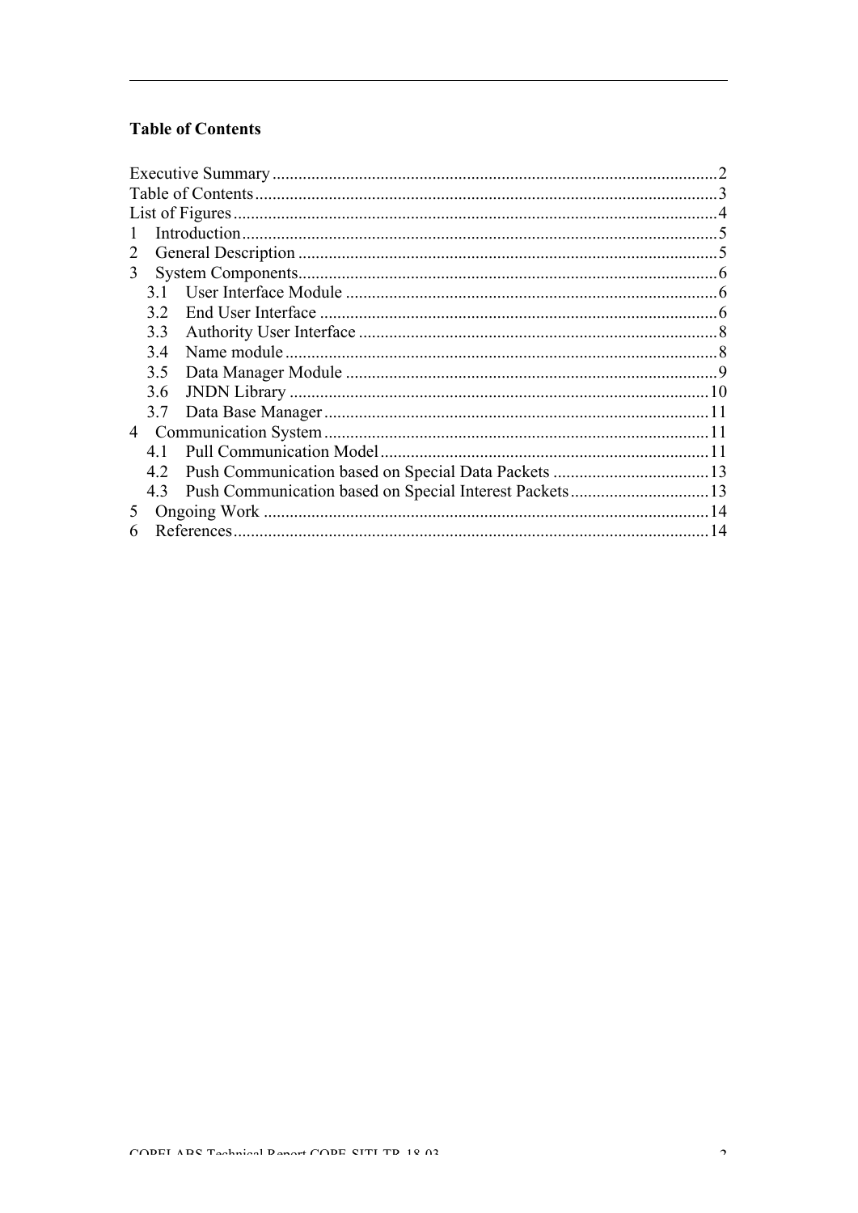## Table of Contents

Executive Summary ........................................................................................................ 2
Table of Contents .......................................................................................................... 3
List of Figures ............................................................................................................... 4
1 Introduction ................................................................................................................ 5
2 General Description .................................................................................................. 5
3 System Components ................................................................................................. 6
  3.1 User Interface Module ......................................................................................... 6
  3.2 End User Interface ............................................................................................... 6
  3.3 Authority User Interface ...................................................................................... 8
  3.4 Name module ....................................................................................................... 8
  3.5 Data Manager Module ......................................................................................... 9
  3.6 JNDN Library .................................................................................................... 10
  3.7 Data Base Manager ............................................................................................ 11
4 Communication System ........................................................................................... 11
  4.1 Pull Communication Model ............................................................................... 11
  4.2 Push Communication based on Special Data Packets ........................................ 13
  4.3 Push Communication based on Special Interest Packets ................................... 13
5 Ongoing Work ......................................................................................................... 14
6 References ............................................................................................................... 14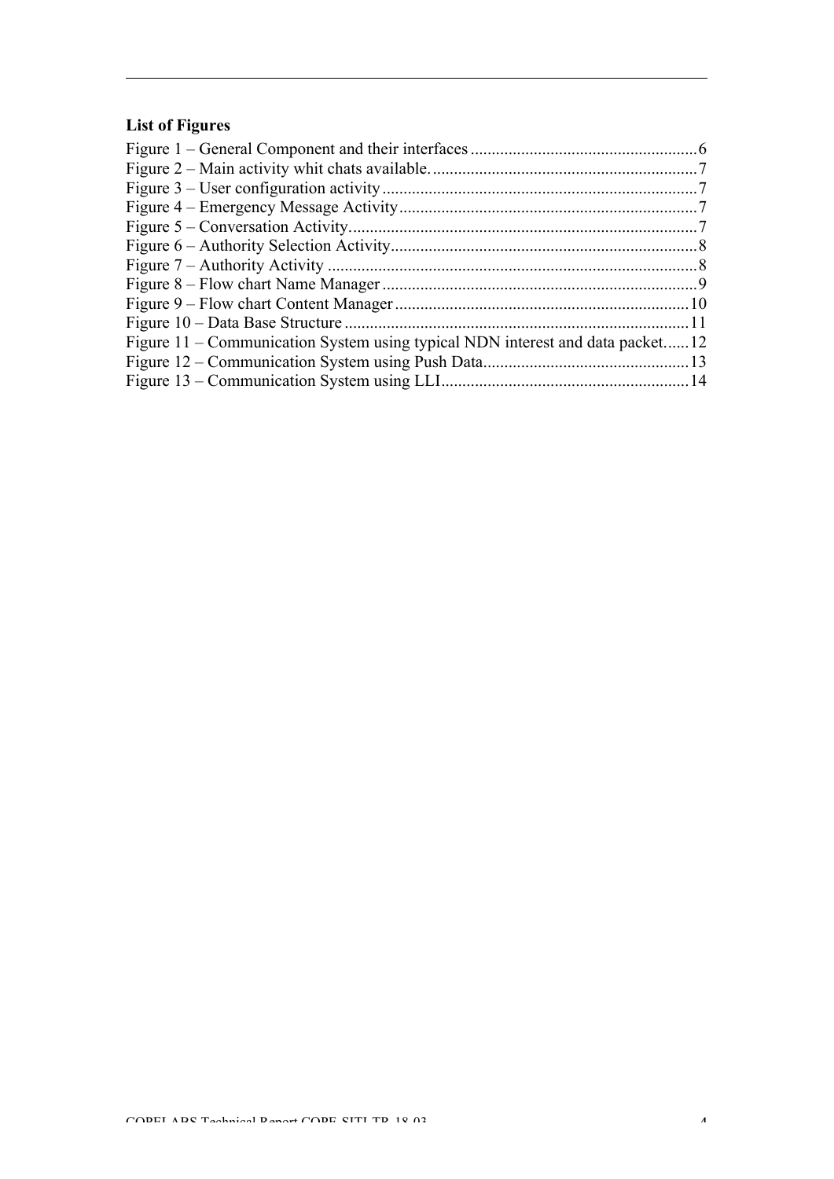**List of Figures**

Figure 1 – General Component and their interfaces ......................................................6
Figure 2 – Main activity whit chats available. ...............................................................7
Figure 3 – User configuration activity ...........................................................................7
Figure 4 – Emergency Message Activity .......................................................................7
Figure 5 – Conversation Activity. ..................................................................................7
Figure 6 – Authority Selection Activity .........................................................................8
Figure 7 – Authority Activity .........................................................................................8
Figure 8 – Flow chart Name Manager ...........................................................................9
Figure 9 – Flow chart Content Manager ......................................................................10
Figure 10 – Data Base Structure ..................................................................................11
Figure 11 – Communication System using typical NDN interest and data packet......12
Figure 12 – Communication System using Push Data.................................................13
Figure 13 – Communication System using LLI............................................................14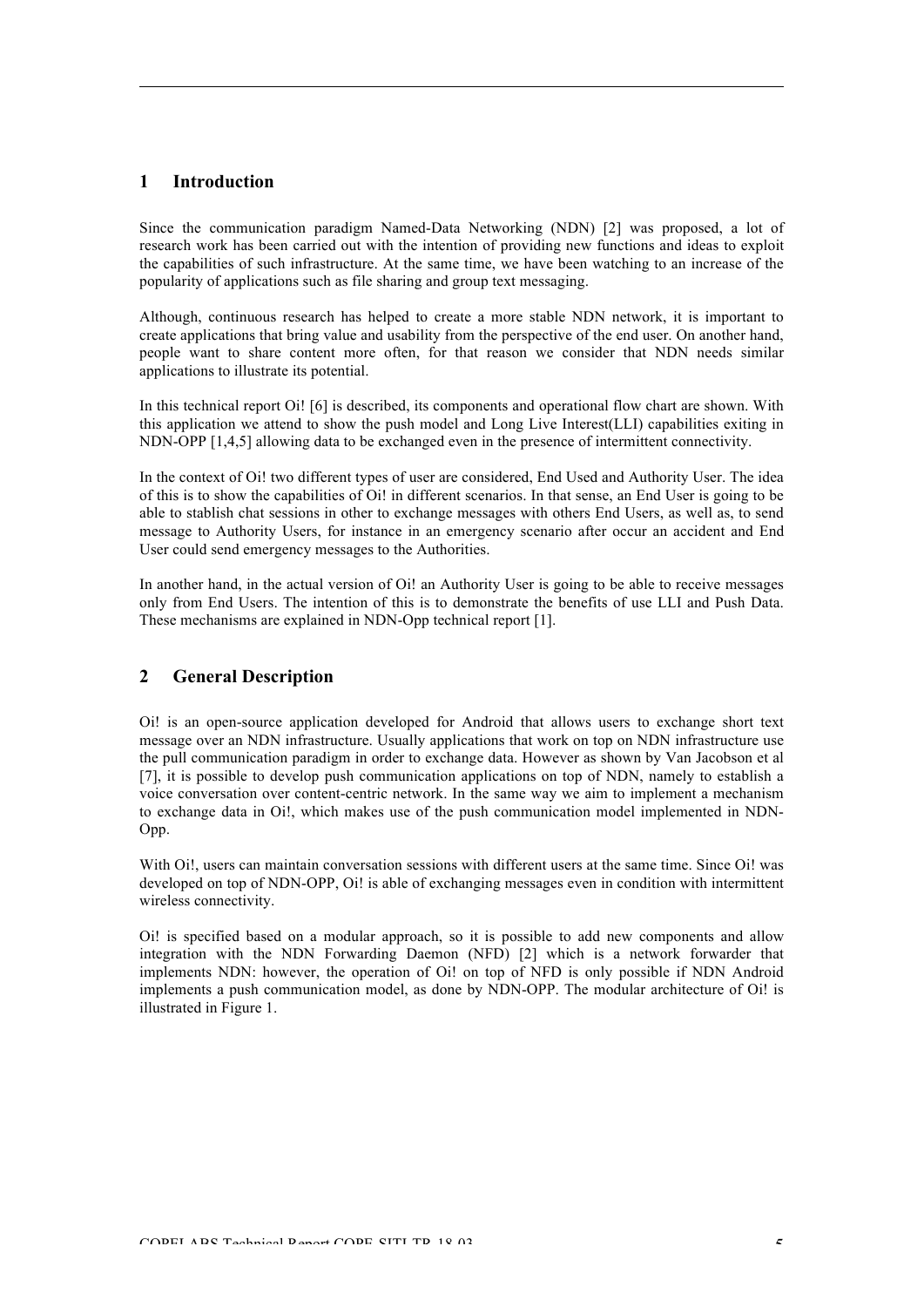# 1 Introduction

Since the communication paradigm Named-Data Networking (NDN) [2] was proposed, a lot of research work has been carried out with the intention of providing new functions and ideas to exploit the capabilities of such infrastructure. At the same time, we have been watching to an increase of the popularity of applications such as file sharing and group text messaging.

Although, continuous research has helped to create a more stable NDN network, it is important to create applications that bring value and usability from the perspective of the end user. On another hand, people want to share content more often, for that reason we consider that NDN needs similar applications to illustrate its potential.

In this technical report Oi! [6] is described, its components and operational flow chart are shown. With this application we attend to show the push model and Long Live Interest(LLI) capabilities exiting in NDN-OPP [1,4,5] allowing data to be exchanged even in the presence of intermittent connectivity.

In the context of Oi! two different types of user are considered, End Used and Authority User. The idea of this is to show the capabilities of Oi! in different scenarios. In that sense, an End User is going to be able to stablish chat sessions in other to exchange messages with others End Users, as well as, to send message to Authority Users, for instance in an emergency scenario after occur an accident and End User could send emergency messages to the Authorities.

In another hand, in the actual version of Oi! an Authority User is going to be able to receive messages only from End Users. The intention of this is to demonstrate the benefits of use LLI and Push Data. These mechanisms are explained in NDN-Opp technical report [1].

# 2 General Description

Oi! is an open-source application developed for Android that allows users to exchange short text message over an NDN infrastructure. Usually applications that work on top on NDN infrastructure use the pull communication paradigm in order to exchange data. However as shown by Van Jacobson et al [7], it is possible to develop push communication applications on top of NDN, namely to establish a voice conversation over content-centric network. In the same way we aim to implement a mechanism to exchange data in Oi!, which makes use of the push communication model implemented in NDN-Opp.

With Oi!, users can maintain conversation sessions with different users at the same time. Since Oi! was developed on top of NDN-OPP, Oi! is able of exchanging messages even in condition with intermittent wireless connectivity.

Oi! is specified based on a modular approach, so it is possible to add new components and allow integration with the NDN Forwarding Daemon (NFD) [2] which is a network forwarder that implements NDN: however, the operation of Oi! on top of NFD is only possible if NDN Android implements a push communication model, as done by NDN-OPP. The modular architecture of Oi! is illustrated in Figure 1.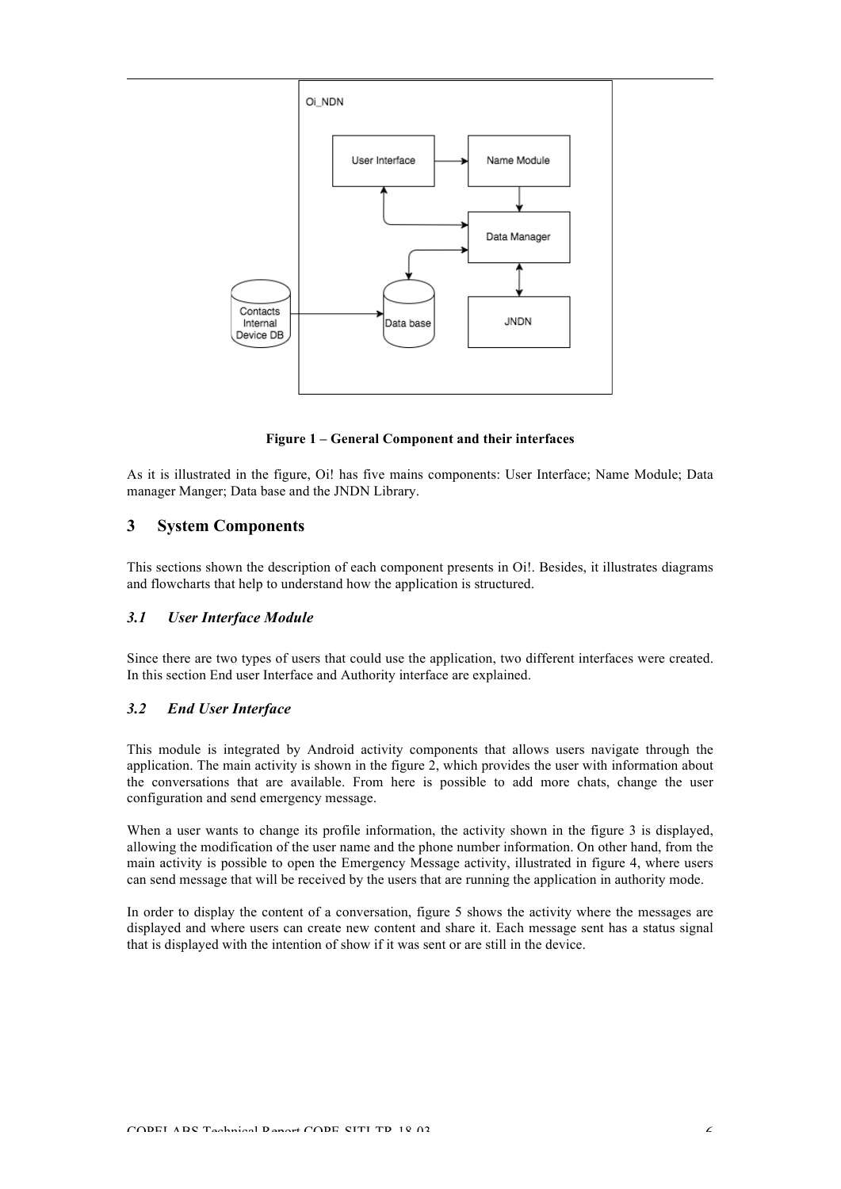Figure 1 – General Component and their interfaces

As it is illustrated in the figure, Oi! has five mains components: User Interface; Name Module; Data manager Manger; Data base and the JNDN Library.

## 3 System Components

This sections shown the description of each component presents in Oi!. Besides, it illustrates diagrams and flowcharts that help to understand how the application is structured.

### *3.1 User Interface Module*

Since there are two types of users that could use the application, two different interfaces were created. In this section End user Interface and Authority interface are explained.

### *3.2 End User Interface*

This module is integrated by Android activity components that allows users navigate through the application. The main activity is shown in the figure 2, which provides the user with information about the conversations that are available. From here is possible to add more chats, change the user configuration and send emergency message.

When a user wants to change its profile information, the activity shown in the figure 3 is displayed, allowing the modification of the user name and the phone number information. On other hand, from the main activity is possible to open the Emergency Message activity, illustrated in figure 4, where users can send message that will be received by the users that are running the application in authority mode.

In order to display the content of a conversation, figure 5 shows the activity where the messages are displayed and where users can create new content and share it. Each message sent has a status signal that is displayed with the intention of show if it was sent or are still in the device.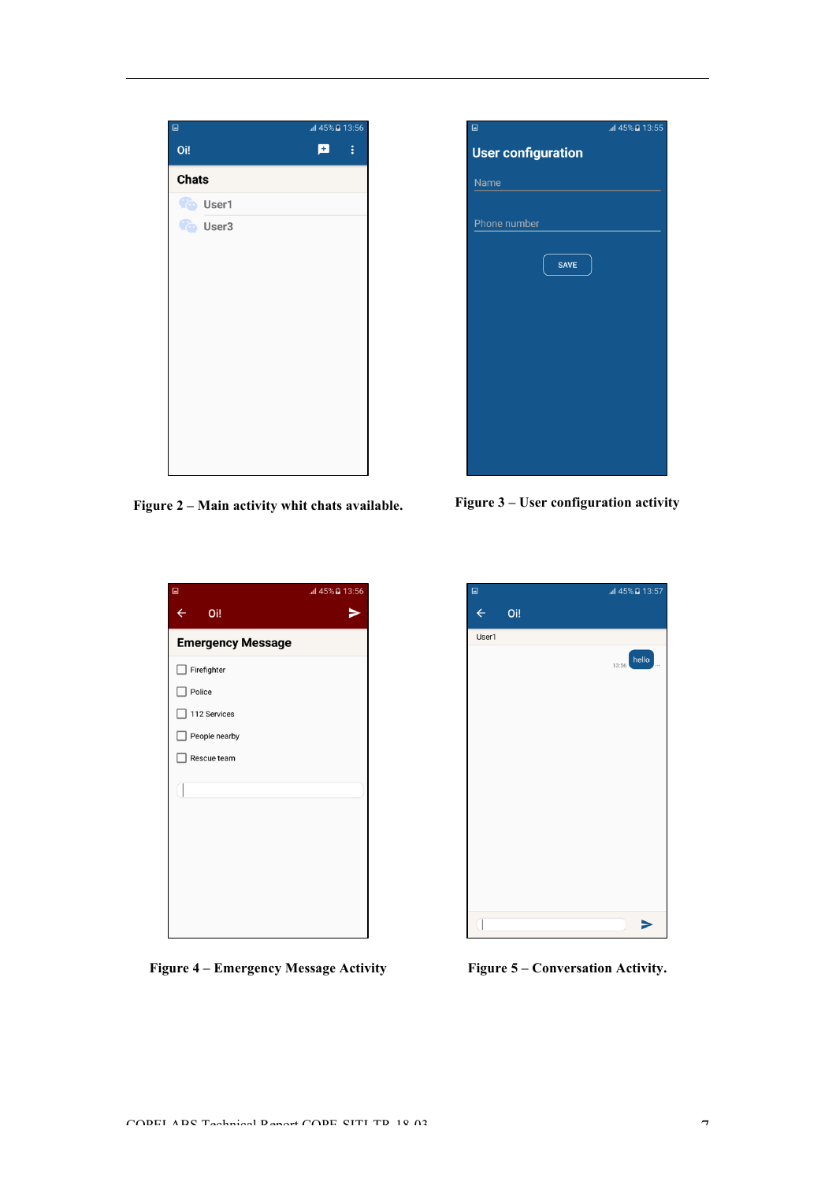Figure 2 – Main activity whit chats available.

Figure 3 – User configuration activity

Figure 4 – Emergency Message Activity

Figure 5 – Conversation Activity.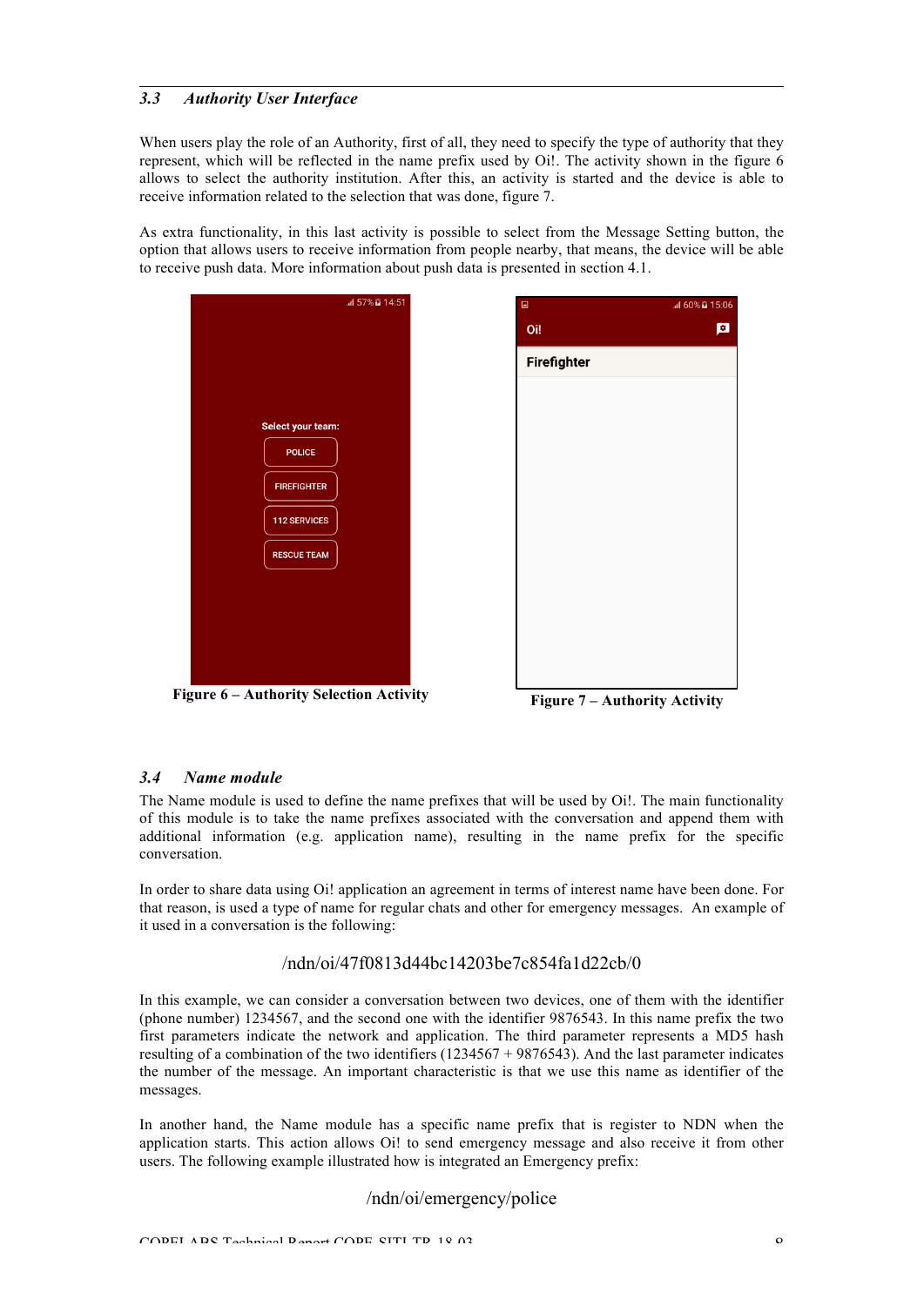## 3.3 *Authority User Interface*

When users play the role of an Authority, first of all, they need to specify the type of authority that they represent, which will be reflected in the name prefix used by Oi!. The activity shown in the figure 6 allows to select the authority institution. After this, an activity is started and the device is able to receive information related to the selection that was done, figure 7.

As extra functionality, in this last activity is possible to select from the Message Setting button, the option that allows users to receive information from people nearby, that means, the device will be able to receive push data. More information about push data is presented in section 4.1.

**Figure 6 – Authority Selection Activity**

**Figure 7 – Authority Activity**

## 3.4 *Name module*

The Name module is used to define the name prefixes that will be used by Oi!. The main functionality of this module is to take the name prefixes associated with the conversation and append them with additional information (e.g. application name), resulting in the name prefix for the specific conversation.

In order to share data using Oi! application an agreement in terms of interest name have been done. For that reason, is used a type of name for regular chats and other for emergency messages. An example of it used in a conversation is the following:

/ndn/oi/47f0813d44bc14203be7c854fa1d22cb/0

In this example, we can consider a conversation between two devices, one of them with the identifier (phone number) 1234567, and the second one with the identifier 9876543. In this name prefix the two first parameters indicate the network and application. The third parameter represents a MD5 hash resulting of a combination of the two identifiers (1234567 + 9876543). And the last parameter indicates the number of the message. An important characteristic is that we use this name as identifier of the messages.

In another hand, the Name module has a specific name prefix that is register to NDN when the application starts. This action allows Oi! to send emergency message and also receive it from other users. The following example illustrated how is integrated an Emergency prefix:

/ndn/oi/emergency/police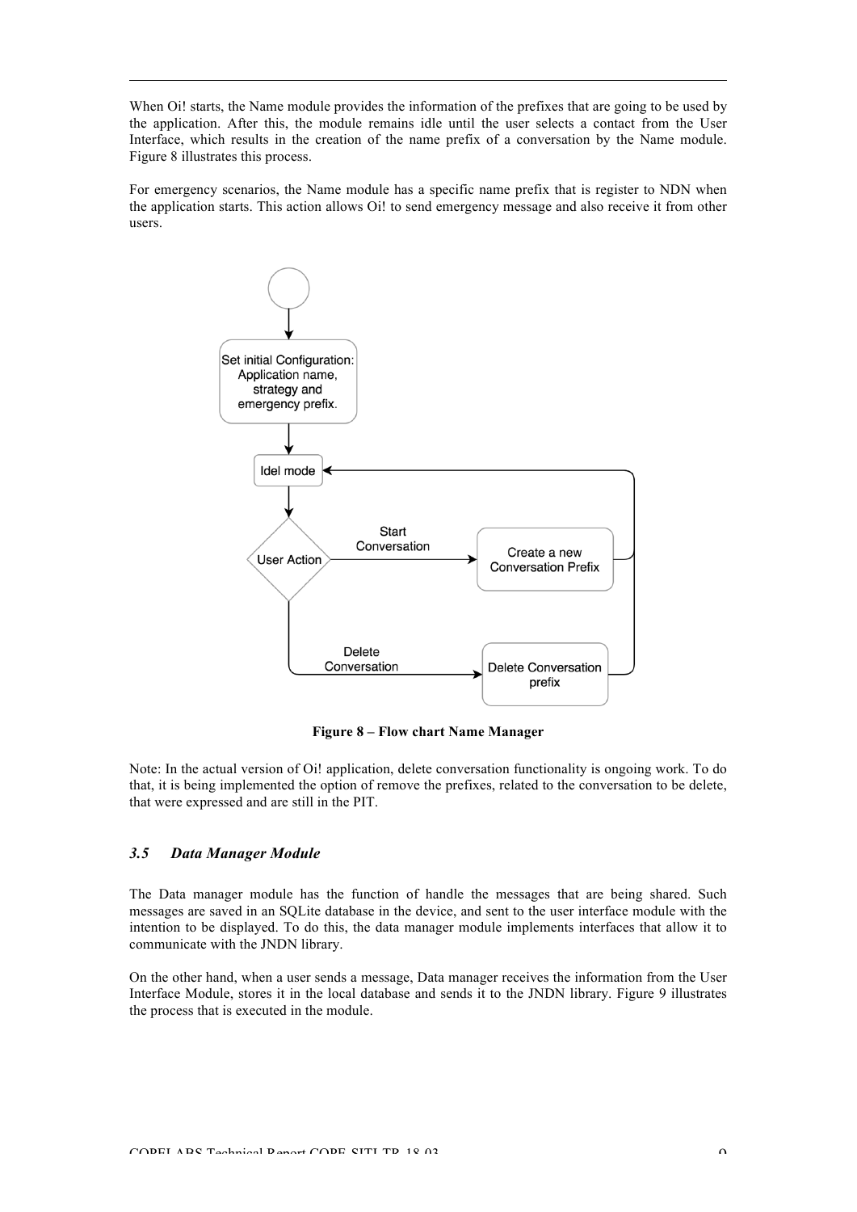When Oi! starts, the Name module provides the information of the prefixes that are going to be used by the application. After this, the module remains idle until the user selects a contact from the User Interface, which results in the creation of the name prefix of a conversation by the Name module. Figure 8 illustrates this process.

For emergency scenarios, the Name module has a specific name prefix that is register to NDN when the application starts. This action allows Oi! to send emergency message and also receive it from other users.

**Figure 8 – Flow chart Name Manager**

Note: In the actual version of Oi! application, delete conversation functionality is ongoing work. To do that, it is being implemented the option of remove the prefixes, related to the conversation to be delete, that were expressed and are still in the PIT.

### *3.5 Data Manager Module*

The Data manager module has the function of handle the messages that are being shared. Such messages are saved in an SQLite database in the device, and sent to the user interface module with the intention to be displayed. To do this, the data manager module implements interfaces that allow it to communicate with the JNDN library.

On the other hand, when a user sends a message, Data manager receives the information from the User Interface Module, stores it in the local database and sends it to the JNDN library. Figure 9 illustrates the process that is executed in the module.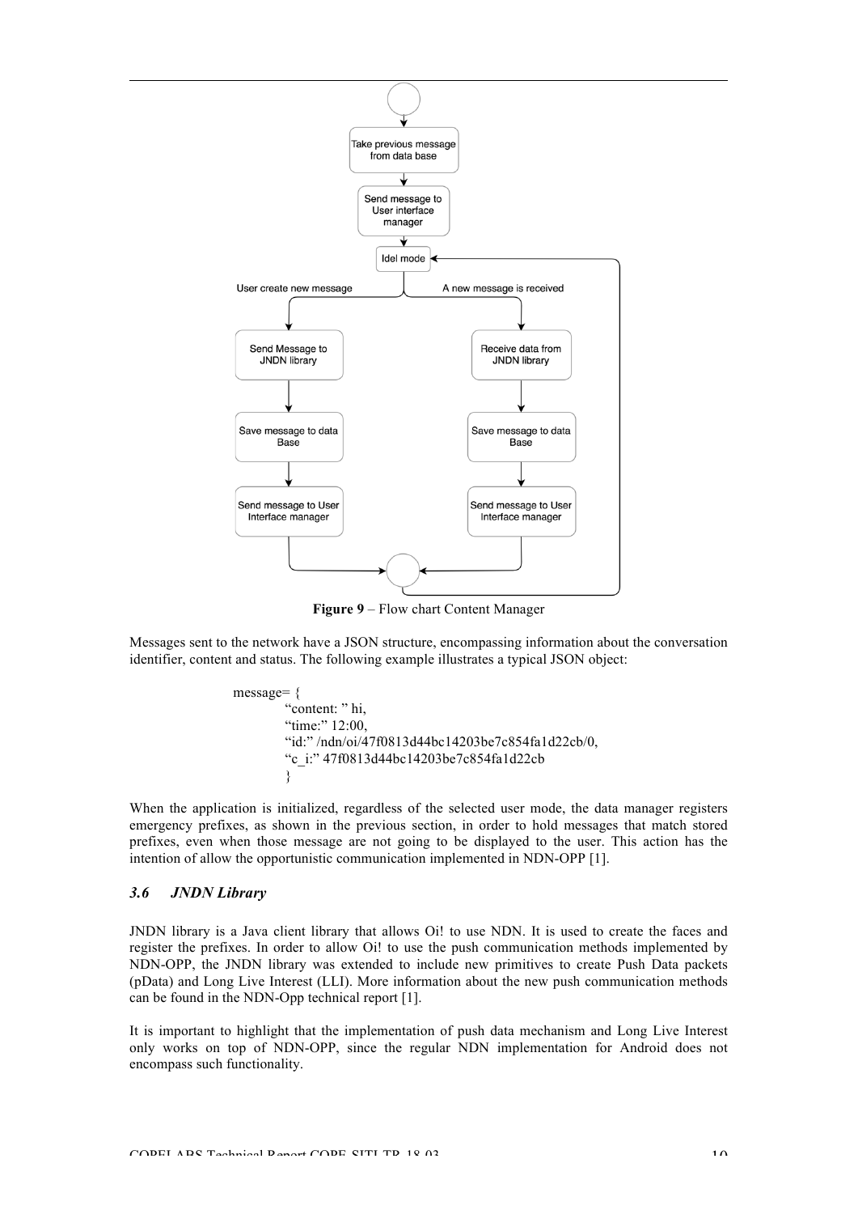Figure 9 – Flow chart Content Manager

Messages sent to the network have a JSON structure, encompassing information about the conversation identifier, content and status. The following example illustrates a typical JSON object:

```
message= {
    "content: " hi,
    "time:" 12:00,
    "id:" /ndn/oi/47f0813d44bc14203be7c854fa1d22cb/0,
    "c_i:" 47f0813d44bc14203be7c854fa1d22cb
    }
```

When the application is initialized, regardless of the selected user mode, the data manager registers emergency prefixes, as shown in the previous section, in order to hold messages that match stored prefixes, even when those message are not going to be displayed to the user. This action has the intention of allow the opportunistic communication implemented in NDN-OPP [1].

### 3.6 *JNDN Library*

JNDN library is a Java client library that allows Oi! to use NDN. It is used to create the faces and register the prefixes. In order to allow Oi! to use the push communication methods implemented by NDN-OPP, the JNDN library was extended to include new primitives to create Push Data packets (pData) and Long Live Interest (LLI). More information about the new push communication methods can be found in the NDN-Opp technical report [1].

It is important to highlight that the implementation of push data mechanism and Long Live Interest only works on top of NDN-OPP, since the regular NDN implementation for Android does not encompass such functionality.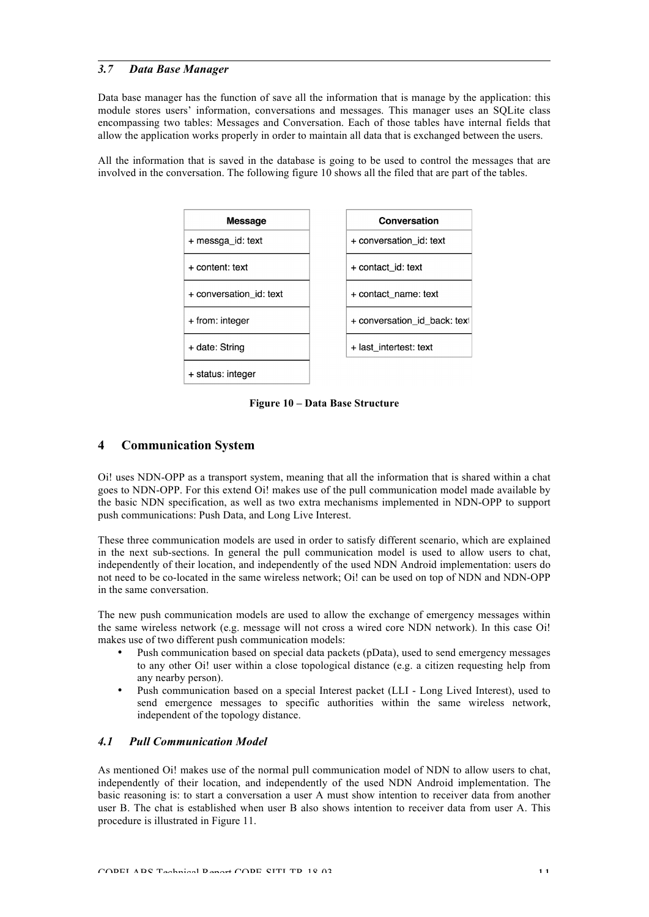### *3.7 Data Base Manager*

Data base manager has the function of save all the information that is manage by the application: this module stores users' information, conversations and messages. This manager uses an SQLite class encompassing two tables: Messages and Conversation. Each of those tables have internal fields that allow the application works properly in order to maintain all data that is exchanged between the users.

All the information that is saved in the database is going to be used to control the messages that are involved in the conversation. The following figure 10 shows all the filed that are part of the tables.

| Message |
| --- |
| + messga_id: text |
| + content: text |
| + conversation_id: text |
| + from: integer |
| + date: String |
| + status: integer |

| Conversation |
| --- |
| + conversation_id: text |
| + contact_id: text |
| + contact_name: text |
| + conversation_id_back: text |
| + last_intertest: text |

**Figure 10 – Data Base Structure**

## 4 Communication System

Oi! uses NDN-OPP as a transport system, meaning that all the information that is shared within a chat goes to NDN-OPP. For this extend Oi! makes use of the pull communication model made available by the basic NDN specification, as well as two extra mechanisms implemented in NDN-OPP to support push communications: Push Data, and Long Live Interest.

These three communication models are used in order to satisfy different scenario, which are explained in the next sub-sections. In general the pull communication model is used to allow users to chat, independently of their location, and independently of the used NDN Android implementation: users do not need to be co-located in the same wireless network; Oi! can be used on top of NDN and NDN-OPP in the same conversation.

The new push communication models are used to allow the exchange of emergency messages within the same wireless network (e.g. message will not cross a wired core NDN network). In this case Oi! makes use of two different push communication models:

- Push communication based on special data packets (pData), used to send emergency messages to any other Oi! user within a close topological distance (e.g. a citizen requesting help from any nearby person).
- Push communication based on a special Interest packet (LLI - Long Lived Interest), used to send emergence messages to specific authorities within the same wireless network, independent of the topology distance.

### *4.1 Pull Communication Model*

As mentioned Oi! makes use of the normal pull communication model of NDN to allow users to chat, independently of their location, and independently of the used NDN Android implementation. The basic reasoning is: to start a conversation a user A must show intention to receiver data from another user B. The chat is established when user B also shows intention to receiver data from user A. This procedure is illustrated in Figure 11.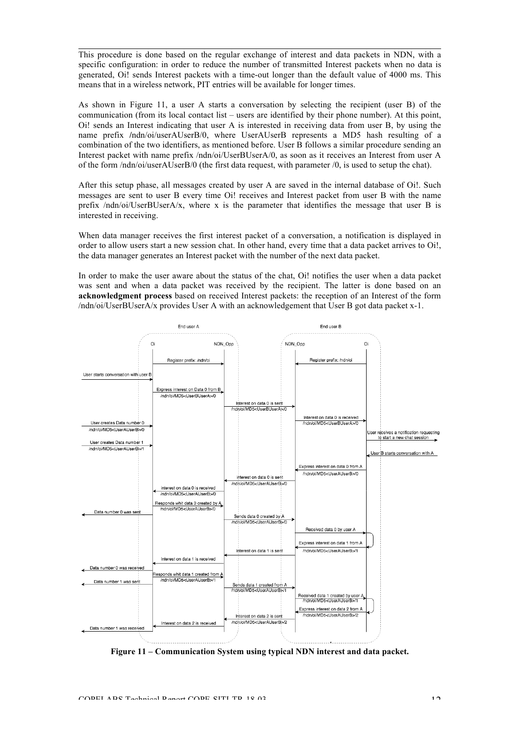This procedure is done based on the regular exchange of interest and data packets in NDN, with a specific configuration: in order to reduce the number of transmitted Interest packets when no data is generated, Oi! sends Interest packets with a time-out longer than the default value of 4000 ms. This means that in a wireless network, PIT entries will be available for longer times.

As shown in Figure 11, a user A starts a conversation by selecting the recipient (user B) of the communication (from its local contact list – users are identified by their phone number). At this point, Oi! sends an Interest indicating that user A is interested in receiving data from user B, by using the name prefix /ndn/oi/userAUserB/0, where UserAUserB represents a MD5 hash resulting of a combination of the two identifiers, as mentioned before. User B follows a similar procedure sending an Interest packet with name prefix /ndn/oi/UserBUserA/0, as soon as it receives an Interest from user A of the form /ndn/oi/userAUserB/0 (the first data request, with parameter /0, is used to setup the chat).

After this setup phase, all messages created by user A are saved in the internal database of Oi!. Such messages are sent to user B every time Oi! receives and Interest packet from user B with the name prefix /ndn/oi/UserBUserA/x, where x is the parameter that identifies the message that user B is interested in receiving.

When data manager receives the first interest packet of a conversation, a notification is displayed in order to allow users start a new session chat. In other hand, every time that a data packet arrives to Oi!, the data manager generates an Interest packet with the number of the next data packet.

In order to make the user aware about the status of the chat, Oi! notifies the user when a data packet was sent and when a data packet was received by the recipient. The latter is done based on an **acknowledgment process** based on received Interest packets: the reception of an Interest of the form /ndn/oi/UserBUserA/x provides User A with an acknowledgement that User B got data packet x-1.

**Figure 11 – Communication System using typical NDN interest and data packet.**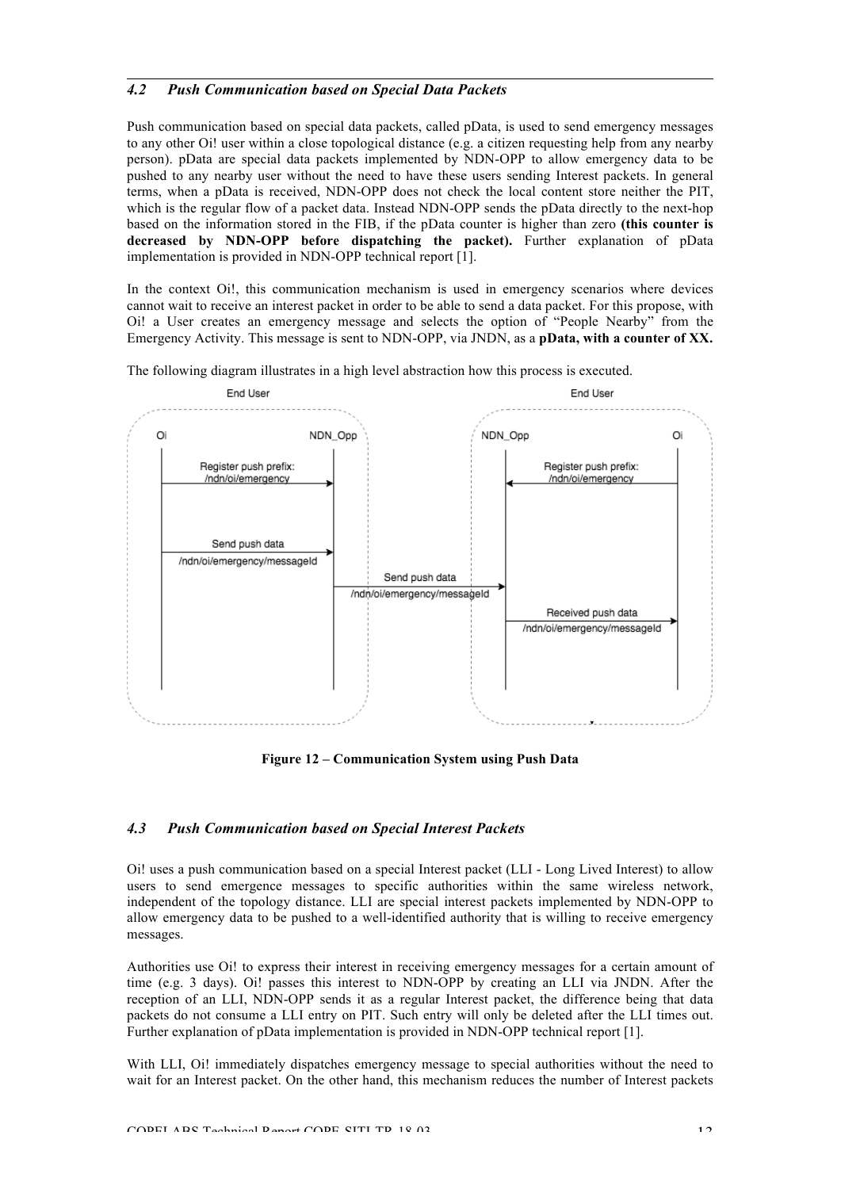### *4.2 Push Communication based on Special Data Packets*

Push communication based on special data packets, called pData, is used to send emergency messages to any other Oi! user within a close topological distance (e.g. a citizen requesting help from any nearby person). pData are special data packets implemented by NDN-OPP to allow emergency data to be pushed to any nearby user without the need to have these users sending Interest packets. In general terms, when a pData is received, NDN-OPP does not check the local content store neither the PIT, which is the regular flow of a packet data. Instead NDN-OPP sends the pData directly to the next-hop based on the information stored in the FIB, if the pData counter is higher than zero **(this counter is decreased by NDN-OPP before dispatching the packet).** Further explanation of pData implementation is provided in NDN-OPP technical report [1].

In the context Oi!, this communication mechanism is used in emergency scenarios where devices cannot wait to receive an interest packet in order to be able to send a data packet. For this propose, with Oi! a User creates an emergency message and selects the option of "People Nearby" from the Emergency Activity. This message is sent to NDN-OPP, via JNDN, as a **pData, with a counter of XX.**

The following diagram illustrates in a high level abstraction how this process is executed.

End User

Oi

NDN_Opp

Register push prefix: /ndn/oi/emergency

Send push data /ndn/oi/emergency/messageId

Send push data /ndn/oi/emergency/messageId

End User

NDN_Opp

Oi

Register push prefix: /ndn/oi/emergency

Received push data /ndn/oi/emergency/messageId

**Figure 12 – Communication System using Push Data**

### *4.3 Push Communication based on Special Interest Packets*

Oi! uses a push communication based on a special Interest packet (LLI - Long Lived Interest) to allow users to send emergence messages to specific authorities within the same wireless network, independent of the topology distance. LLI are special interest packets implemented by NDN-OPP to allow emergency data to be pushed to a well-identified authority that is willing to receive emergency messages.

Authorities use Oi! to express their interest in receiving emergency messages for a certain amount of time (e.g. 3 days). Oi! passes this interest to NDN-OPP by creating an LLI via JNDN. After the reception of an LLI, NDN-OPP sends it as a regular Interest packet, the difference being that data packets do not consume a LLI entry on PIT. Such entry will only be deleted after the LLI times out. Further explanation of pData implementation is provided in NDN-OPP technical report [1].

With LLI, Oi! immediately dispatches emergency message to special authorities without the need to wait for an Interest packet. On the other hand, this mechanism reduces the number of Interest packets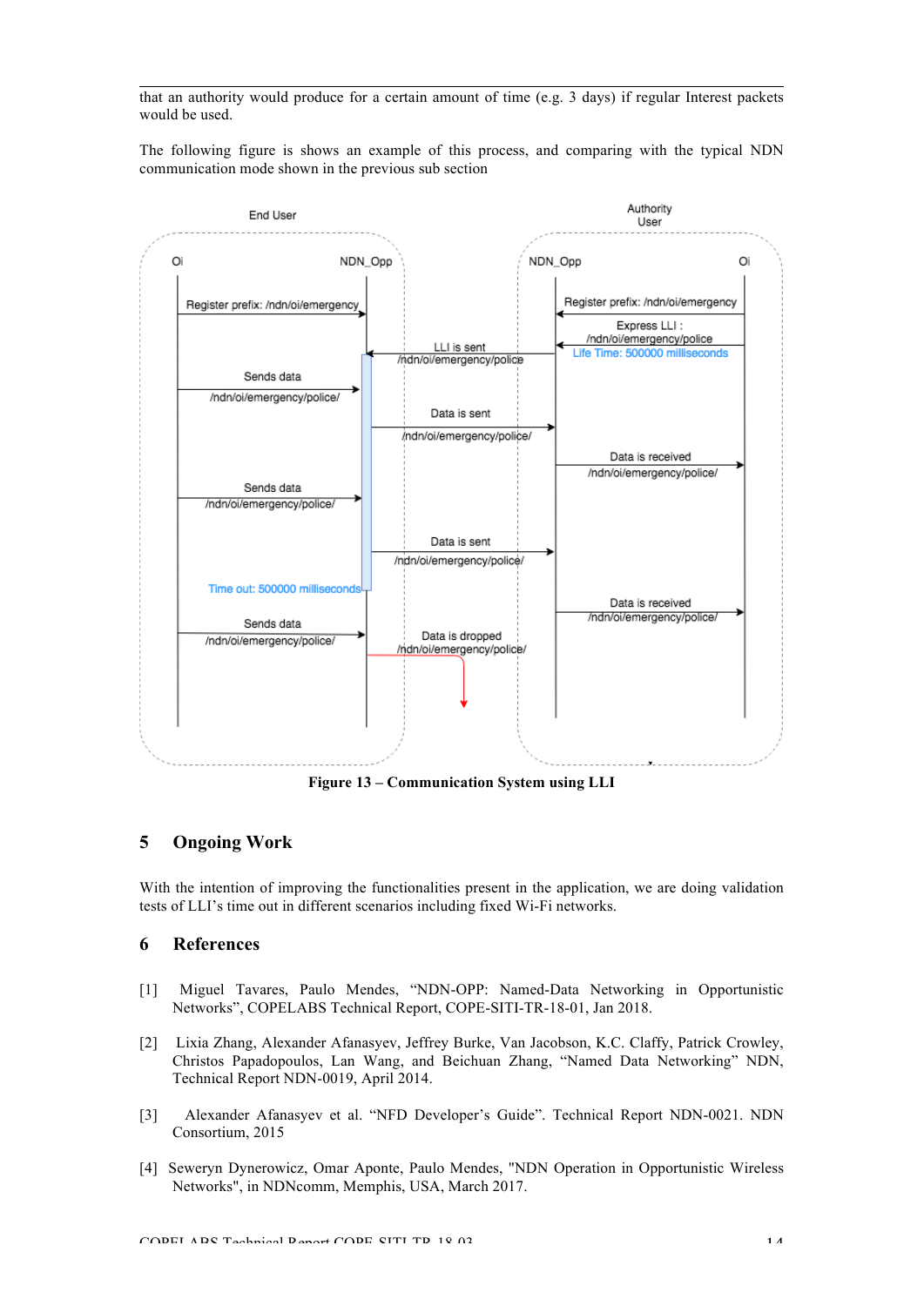that an authority would produce for a certain amount of time (e.g. 3 days) if regular Interest packets would be used.

The following figure is shows an example of this process, and comparing with the typical NDN communication mode shown in the previous sub section

**Figure 13 – Communication System using LLI**

## 5 Ongoing Work

With the intention of improving the functionalities present in the application, we are doing validation tests of LLI's time out in different scenarios including fixed Wi-Fi networks.

## 6 References

[1] Miguel Tavares, Paulo Mendes, "NDN-OPP: Named-Data Networking in Opportunistic Networks", COPELABS Technical Report, COPE-SITI-TR-18-01, Jan 2018.

[2] Lixia Zhang, Alexander Afanasyev, Jeffrey Burke, Van Jacobson, K.C. Claffy, Patrick Crowley, Christos Papadopoulos, Lan Wang, and Beichuan Zhang, "Named Data Networking" NDN, Technical Report NDN-0019, April 2014.

[3] Alexander Afanasyev et al. "NFD Developer's Guide". Technical Report NDN-0021. NDN Consortium, 2015

[4] Seweryn Dynerowicz, Omar Aponte, Paulo Mendes, "NDN Operation in Opportunistic Wireless Networks", in NDNcomm, Memphis, USA, March 2017.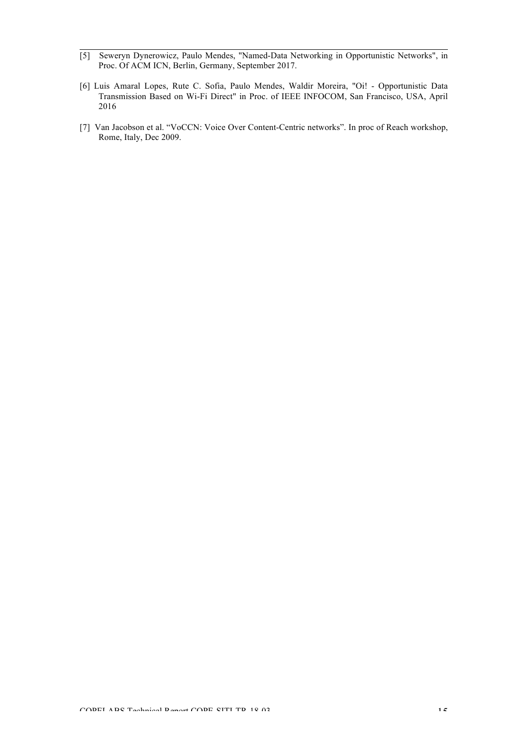[5] Seweryn Dynerowicz, Paulo Mendes, "Named-Data Networking in Opportunistic Networks", in Proc. Of ACM ICN, Berlin, Germany, September 2017.

[6] Luis Amaral Lopes, Rute C. Sofia, Paulo Mendes, Waldir Moreira, "Oi! - Opportunistic Data Transmission Based on Wi-Fi Direct" in Proc. of IEEE INFOCOM, San Francisco, USA, April 2016

[7] Van Jacobson et al. "VoCCN: Voice Over Content-Centric networks". In proc of Reach workshop, Rome, Italy, Dec 2009.